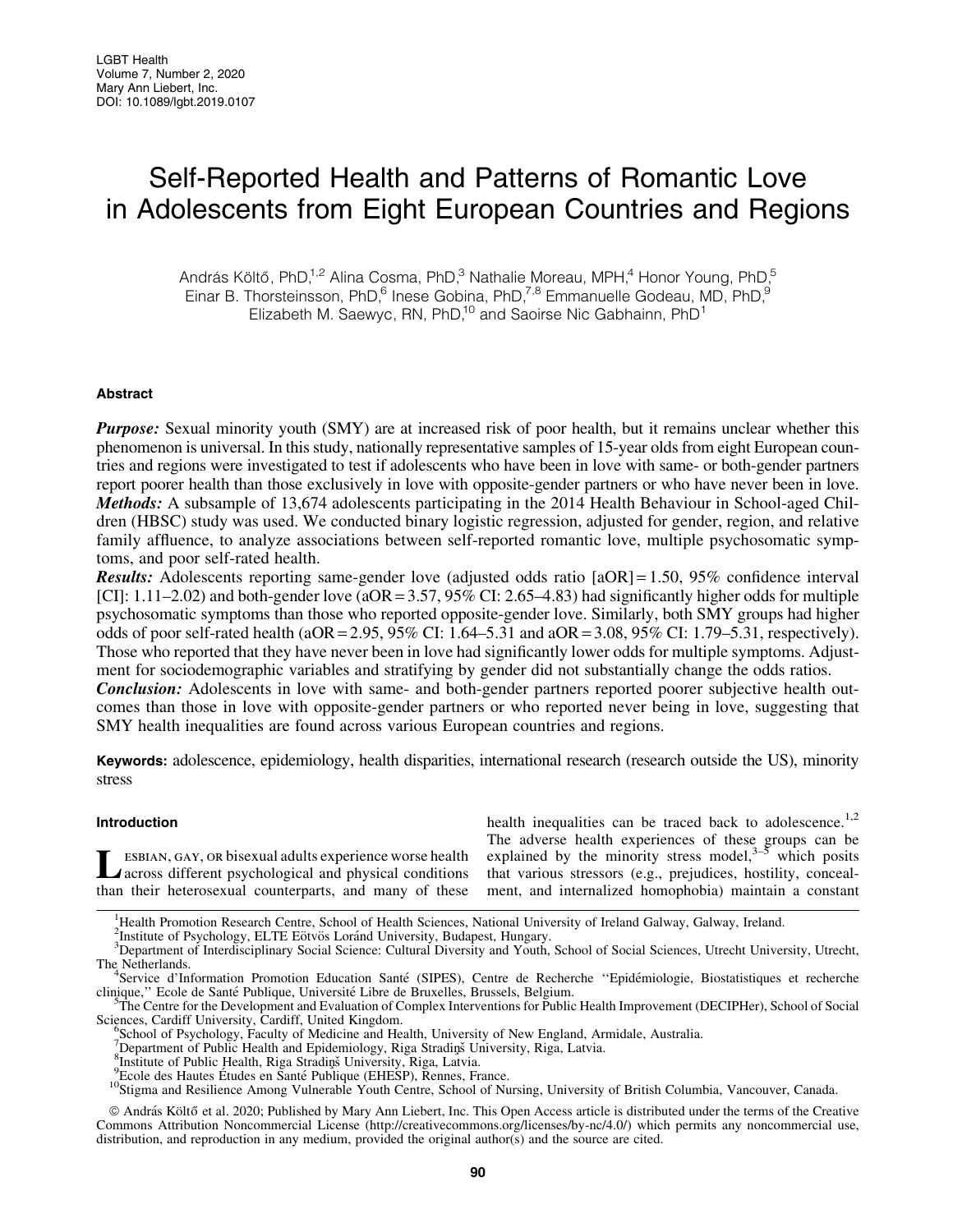# Self-Reported Health and Patterns of Romantic Love in Adolescents from Eight European Countries and Regions

András Költő, PhD,[1,2] Alina Cosma, PhD,[3] Nathalie Moreau, MPH,[4] Honor Young, PhD,[5] Einar B. Thorsteinsson, PhD,[6] Inese Gobina, PhD,[7,8] Emmanuelle Godeau, MD, PhD,[9] Elizabeth M. Saewyc, RN, PhD,[10] and Saoirse Nic Gabhainn, PhD[1]

## Abstract

***Purpose:*** Sexual minority youth (SMY) are at increased risk of poor health, but it remains unclear whether this phenomenon is universal. In this study, nationally representative samples of 15-year olds from eight European countries and regions were investigated to test if adolescents who have been in love with same- or both-gender partners report poorer health than those exclusively in love with opposite-gender partners or who have never been in love.

***Methods:*** A subsample of 13,674 adolescents participating in the 2014 Health Behaviour in School-aged Children (HBSC) study was used. We conducted binary logistic regression, adjusted for gender, region, and relative family affluence, to analyze associations between self-reported romantic love, multiple psychosomatic symptoms, and poor self-rated health.

***Results:*** Adolescents reporting same-gender love (adjusted odds ratio [aOR] = 1.50, 95% confidence interval [CI]: 1.11–2.02) and both-gender love (aOR = 3.57, 95% CI: 2.65–4.83) had significantly higher odds for multiple psychosomatic symptoms than those who reported opposite-gender love. Similarly, both SMY groups had higher odds of poor self-rated health (aOR = 2.95, 95% CI: 1.64–5.31 and aOR = 3.08, 95% CI: 1.79–5.31, respectively). Those who reported that they have never been in love had significantly lower odds for multiple symptoms. Adjustment for sociodemographic variables and stratifying by gender did not substantially change the odds ratios.

***Conclusion:*** Adolescents in love with same- and both-gender partners reported poorer subjective health outcomes than those in love with opposite-gender partners or who reported never being in love, suggesting that SMY health inequalities are found across various European countries and regions.

**Keywords:** adolescence, epidemiology, health disparities, international research (research outside the US), minority stress

## Introduction

Lesbian, gay, or bisexual adults experience worse health across different psychological and physical conditions than their heterosexual counterparts, and many of these health inequalities can be traced back to adolescence.[1,2] The adverse health experiences of these groups can be explained by the minority stress model,[3–5] which posits that various stressors (e.g., prejudices, hostility, concealment, and internalized homophobia) maintain a constant

[1]Health Promotion Research Centre, School of Health Sciences, National University of Ireland Galway, Galway, Ireland.
[2]Institute of Psychology, ELTE Eötvös Loránd University, Budapest, Hungary.
[3]Department of Interdisciplinary Social Science: Cultural Diversity and Youth, School of Social Sciences, Utrecht University, Utrecht, The Netherlands.
[4]Service d'Information Promotion Education Santé (SIPES), Centre de Recherche "Epidémiologie, Biostatistiques et recherche clinique," Ecole de Santé Publique, Université Libre de Bruxelles, Brussels, Belgium.
[5]The Centre for the Development and Evaluation of Complex Interventions for Public Health Improvement (DECIPHer), School of Social Sciences, Cardiff University, Cardiff, United Kingdom.
[6]School of Psychology, Faculty of Medicine and Health, University of New England, Armidale, Australia.
[7]Department of Public Health and Epidemiology, Riga Stradiņš University, Riga, Latvia.
[8]Institute of Public Health, Riga Stradiņš University, Riga, Latvia.
[9]Ecole des Hautes Études en Santé Publique (EHESP), Rennes, France.
[10]Stigma and Resilience Among Vulnerable Youth Centre, School of Nursing, University of British Columbia, Vancouver, Canada.

© András Költő et al. 2020; Published by Mary Ann Liebert, Inc. This Open Access article is distributed under the terms of the Creative Commons Attribution Noncommercial License (http://creativecommons.org/licenses/by-nc/4.0/) which permits any noncommercial use, distribution, and reproduction in any medium, provided the original author(s) and the source are cited.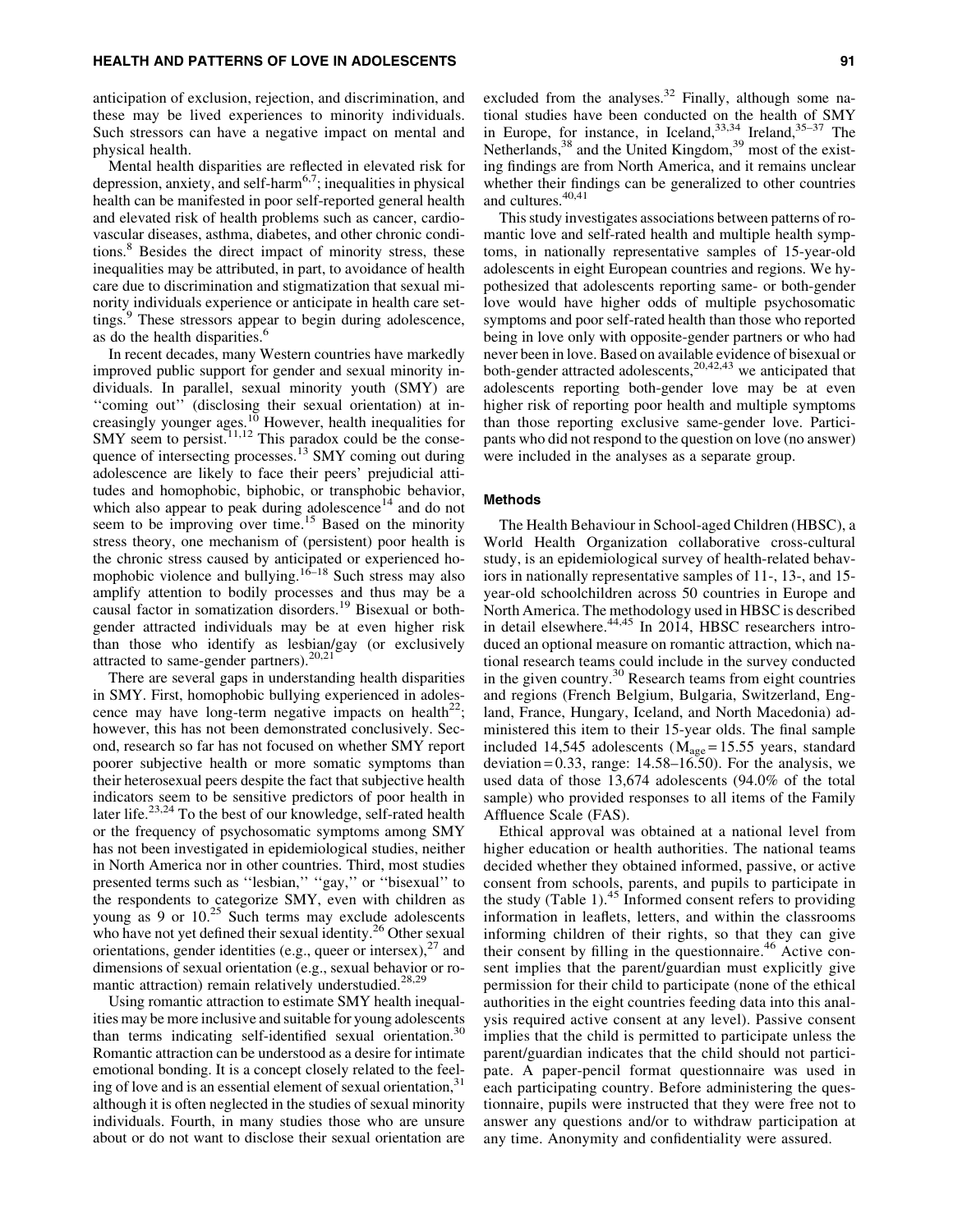anticipation of exclusion, rejection, and discrimination, and these may be lived experiences to minority individuals. Such stressors can have a negative impact on mental and physical health.

Mental health disparities are reflected in elevated risk for depression, anxiety, and self-harm[6,7]; inequalities in physical health can be manifested in poor self-reported general health and elevated risk of health problems such as cancer, cardiovascular diseases, asthma, diabetes, and other chronic conditions.[8] Besides the direct impact of minority stress, these inequalities may be attributed, in part, to avoidance of health care due to discrimination and stigmatization that sexual minority individuals experience or anticipate in health care settings.[9] These stressors appear to begin during adolescence, as do the health disparities.[6]

In recent decades, many Western countries have markedly improved public support for gender and sexual minority individuals. In parallel, sexual minority youth (SMY) are ''coming out'' (disclosing their sexual orientation) at increasingly younger ages.[10] However, health inequalities for SMY seem to persist.[11,12] This paradox could be the consequence of intersecting processes.[13] SMY coming out during adolescence are likely to face their peers' prejudicial attitudes and homophobic, biphobic, or transphobic behavior, which also appear to peak during adolescence[14] and do not seem to be improving over time.[15] Based on the minority stress theory, one mechanism of (persistent) poor health is the chronic stress caused by anticipated or experienced homophobic violence and bullying.[16–18] Such stress may also amplify attention to bodily processes and thus may be a causal factor in somatization disorders.[19] Bisexual or both-gender attracted individuals may be at even higher risk than those who identify as lesbian/gay (or exclusively attracted to same-gender partners).[20,21]

There are several gaps in understanding health disparities in SMY. First, homophobic bullying experienced in adolescence may have long-term negative impacts on health[22]; however, this has not been demonstrated conclusively. Second, research so far has not focused on whether SMY report poorer subjective health or more somatic symptoms than their heterosexual peers despite the fact that subjective health indicators seem to be sensitive predictors of poor health in later life.[23,24] To the best of our knowledge, self-rated health or the frequency of psychosomatic symptoms among SMY has not been investigated in epidemiological studies, neither in North America nor in other countries. Third, most studies presented terms such as ''lesbian,'' ''gay,'' or ''bisexual'' to the respondents to categorize SMY, even with children as young as 9 or 10.[25] Such terms may exclude adolescents who have not yet defined their sexual identity.[26] Other sexual orientations, gender identities (e.g., queer or intersex),[27] and dimensions of sexual orientation (e.g., sexual behavior or romantic attraction) remain relatively understudied.[28,29]

Using romantic attraction to estimate SMY health inequalities may be more inclusive and suitable for young adolescents than terms indicating self-identified sexual orientation.[30] Romantic attraction can be understood as a desire for intimate emotional bonding. It is a concept closely related to the feeling of love and is an essential element of sexual orientation,[31] although it is often neglected in the studies of sexual minority individuals. Fourth, in many studies those who are unsure about or do not want to disclose their sexual orientation are excluded from the analyses.[32] Finally, although some national studies have been conducted on the health of SMY in Europe, for instance, in Iceland,[33,34] Ireland,[35–37] The Netherlands,[38] and the United Kingdom,[39] most of the existing findings are from North America, and it remains unclear whether their findings can be generalized to other countries and cultures.[40,41]

This study investigates associations between patterns of romantic love and self-rated health and multiple health symptoms, in nationally representative samples of 15-year-old adolescents in eight European countries and regions. We hypothesized that adolescents reporting same- or both-gender love would have higher odds of multiple psychosomatic symptoms and poor self-rated health than those who reported being in love only with opposite-gender partners or who had never been in love. Based on available evidence of bisexual or both-gender attracted adolescents,[20,42,43] we anticipated that adolescents reporting both-gender love may be at even higher risk of reporting poor health and multiple symptoms than those reporting exclusive same-gender love. Participants who did not respond to the question on love (no answer) were included in the analyses as a separate group.

## Methods

The Health Behaviour in School-aged Children (HBSC), a World Health Organization collaborative cross-cultural study, is an epidemiological survey of health-related behaviors in nationally representative samples of 11-, 13-, and 15-year-old schoolchildren across 50 countries in Europe and North America. The methodology used in HBSC is described in detail elsewhere.[44,45] In 2014, HBSC researchers introduced an optional measure on romantic attraction, which national research teams could include in the survey conducted in the given country.[30] Research teams from eight countries and regions (French Belgium, Bulgaria, Switzerland, England, France, Hungary, Iceland, and North Macedonia) administered this item to their 15-year olds. The final sample included 14,545 adolescents ($M_{age}$ = 15.55 years, standard deviation = 0.33, range: 14.58–16.50). For the analysis, we used data of those 13,674 adolescents (94.0% of the total sample) who provided responses to all items of the Family Affluence Scale (FAS).

Ethical approval was obtained at a national level from higher education or health authorities. The national teams decided whether they obtained informed, passive, or active consent from schools, parents, and pupils to participate in the study (Table 1).[45] Informed consent refers to providing information in leaflets, letters, and within the classrooms informing children of their rights, so that they can give their consent by filling in the questionnaire.[46] Active consent implies that the parent/guardian must explicitly give permission for their child to participate (none of the ethical authorities in the eight countries feeding data into this analysis required active consent at any level). Passive consent implies that the child is permitted to participate unless the parent/guardian indicates that the child should not participate. A paper-pencil format questionnaire was used in each participating country. Before administering the questionnaire, pupils were instructed that they were free not to answer any questions and/or to withdraw participation at any time. Anonymity and confidentiality were assured.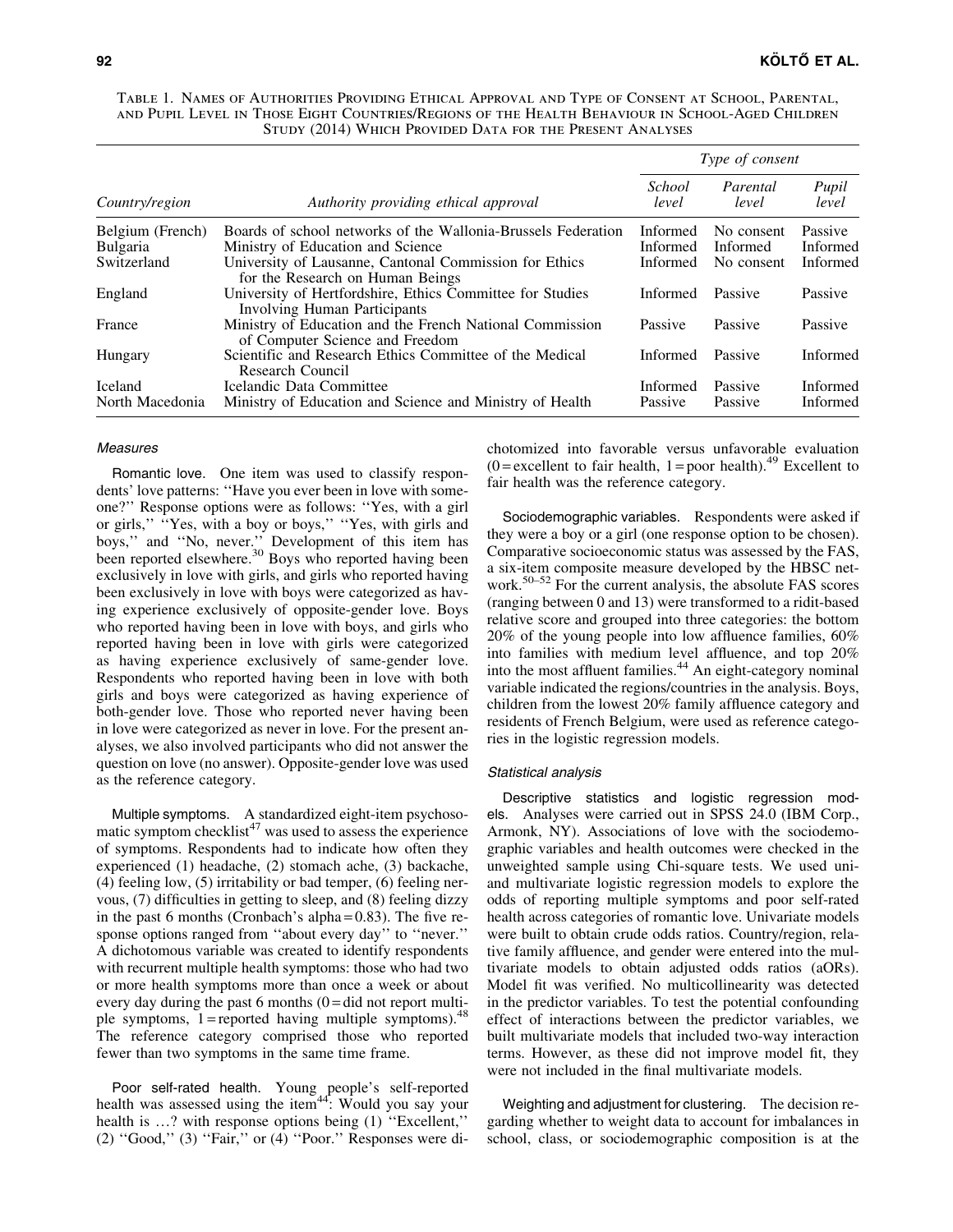Table 1. Names of Authorities Providing Ethical Approval and Type of Consent at School, Parental, and Pupil Level in Those Eight Countries/Regions of the Health Behaviour in School-Aged Children Study (2014) Which Provided Data for the Present Analyses

| *Country/region* | *Authority providing ethical approval* | *Type of consent* | | |
|---|---|---|---|---|
| | | *School level* | *Parental level* | *Pupil level* |
| Belgium (French) | Boards of school networks of the Wallonia-Brussels Federation | Informed | No consent | Passive |
| Bulgaria | Ministry of Education and Science | Informed | Informed | Informed |
| Switzerland | University of Lausanne, Cantonal Commission for Ethics for the Research on Human Beings | Informed | No consent | Informed |
| England | University of Hertfordshire, Ethics Committee for Studies Involving Human Participants | Informed | Passive | Passive |
| France | Ministry of Education and the French National Commission of Computer Science and Freedom | Passive | Passive | Passive |
| Hungary | Scientific and Research Ethics Committee of the Medical Research Council | Informed | Passive | Informed |
| Iceland | Icelandic Data Committee | Informed | Passive | Informed |
| North Macedonia | Ministry of Education and Science and Ministry of Health | Passive | Passive | Informed |

### *Measures*

Romantic love. One item was used to classify respondents' love patterns: ''Have you ever been in love with someone?'' Response options were as follows: ''Yes, with a girl or girls,'' ''Yes, with a boy or boys,'' ''Yes, with girls and boys,'' and ''No, never.'' Development of this item has been reported elsewhere.[30] Boys who reported having been exclusively in love with girls, and girls who reported having been exclusively in love with boys were categorized as having experience exclusively of opposite-gender love. Boys who reported having been in love with boys, and girls who reported having been in love with girls were categorized as having experience exclusively of same-gender love. Respondents who reported having been in love with both girls and boys were categorized as having experience of both-gender love. Those who reported never having been in love were categorized as never in love. For the present analyses, we also involved participants who did not answer the question on love (no answer). Opposite-gender love was used as the reference category.

Multiple symptoms. A standardized eight-item psychosomatic symptom checklist[47] was used to assess the experience of symptoms. Respondents had to indicate how often they experienced (1) headache, (2) stomach ache, (3) backache, (4) feeling low, (5) irritability or bad temper, (6) feeling nervous, (7) difficulties in getting to sleep, and (8) feeling dizzy in the past 6 months (Cronbach's alpha = 0.83). The five response options ranged from ''about every day'' to ''never.'' A dichotomous variable was created to identify respondents with recurrent multiple health symptoms: those who had two or more health symptoms more than once a week or about every day during the past 6 months (0 = did not report multiple symptoms, 1 = reported having multiple symptoms).[48] The reference category comprised those who reported fewer than two symptoms in the same time frame.

Poor self-rated health. Young people's self-reported health was assessed using the item[44]: Would you say your health is …? with response options being (1) ''Excellent,'' (2) ''Good,'' (3) ''Fair,'' or (4) ''Poor.'' Responses were dichotomized into favorable versus unfavorable evaluation (0 = excellent to fair health, 1 = poor health).[49] Excellent to fair health was the reference category.

Sociodemographic variables. Respondents were asked if they were a boy or a girl (one response option to be chosen). Comparative socioeconomic status was assessed by the FAS, a six-item composite measure developed by the HBSC network.[50–52] For the current analysis, the absolute FAS scores (ranging between 0 and 13) were transformed to a ridit-based relative score and grouped into three categories: the bottom 20% of the young people into low affluence families, 60% into families with medium level affluence, and top 20% into the most affluent families.[44] An eight-category nominal variable indicated the regions/countries in the analysis. Boys, children from the lowest 20% family affluence category and residents of French Belgium, were used as reference categories in the logistic regression models.

### *Statistical analysis*

Descriptive statistics and logistic regression models. Analyses were carried out in SPSS 24.0 (IBM Corp., Armonk, NY). Associations of love with the sociodemographic variables and health outcomes were checked in the unweighted sample using Chi-square tests. We used uni- and multivariate logistic regression models to explore the odds of reporting multiple symptoms and poor self-rated health across categories of romantic love. Univariate models were built to obtain crude odds ratios. Country/region, relative family affluence, and gender were entered into the multivariate models to obtain adjusted odds ratios (aORs). Model fit was verified. No multicollinearity was detected in the predictor variables. To test the potential confounding effect of interactions between the predictor variables, we built multivariate models that included two-way interaction terms. However, as these did not improve model fit, they were not included in the final multivariate models.

Weighting and adjustment for clustering. The decision regarding whether to weight data to account for imbalances in school, class, or sociodemographic composition is at the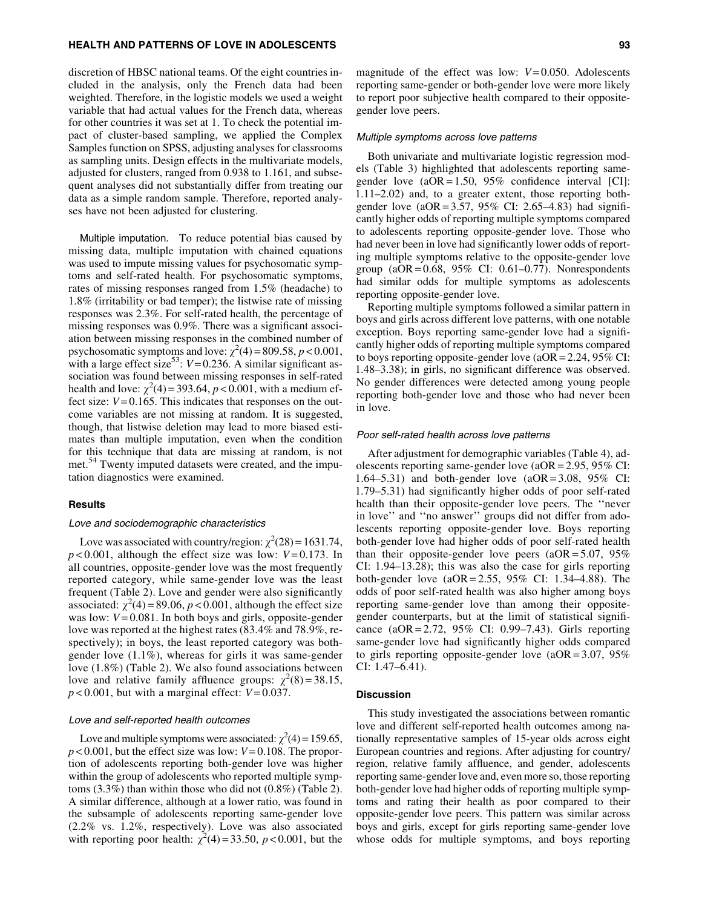discretion of HBSC national teams. Of the eight countries included in the analysis, only the French data had been weighted. Therefore, in the logistic models we used a weight variable that had actual values for the French data, whereas for other countries it was set at 1. To check the potential impact of cluster-based sampling, we applied the Complex Samples function on SPSS, adjusting analyses for classrooms as sampling units. Design effects in the multivariate models, adjusted for clusters, ranged from 0.938 to 1.161, and subsequent analyses did not substantially differ from treating our data as a simple random sample. Therefore, reported analyses have not been adjusted for clustering.

Multiple imputation. To reduce potential bias caused by missing data, multiple imputation with chained equations was used to impute missing values for psychosomatic symptoms and self-rated health. For psychosomatic symptoms, rates of missing responses ranged from 1.5% (headache) to 1.8% (irritability or bad temper); the listwise rate of missing responses was 2.3%. For self-rated health, the percentage of missing responses was 0.9%. There was a significant association between missing responses in the combined number of psychosomatic symptoms and love: $\chi^2(4) = 809.58$, $p < 0.001$, with a large effect size[53]: $V = 0.236$. A similar significant association was found between missing responses in self-rated health and love: $\chi^2(4) = 393.64$, $p < 0.001$, with a medium effect size: $V = 0.165$. This indicates that responses on the outcome variables are not missing at random. It is suggested, though, that listwise deletion may lead to more biased estimates than multiple imputation, even when the condition for this technique that data are missing at random, is not met.[54] Twenty imputed datasets were created, and the imputation diagnostics were examined.

## Results

### Love and sociodemographic characteristics

Love was associated with country/region: $\chi^2(28) = 1631.74$, $p < 0.001$, although the effect size was low: $V = 0.173$. In all countries, opposite-gender love was the most frequently reported category, while same-gender love was the least frequent (Table 2). Love and gender were also significantly associated: $\chi^2(4) = 89.06$, $p < 0.001$, although the effect size was low: $V = 0.081$. In both boys and girls, opposite-gender love was reported at the highest rates (83.4% and 78.9%, respectively); in boys, the least reported category was both-gender love (1.1%), whereas for girls it was same-gender love (1.8%) (Table 2). We also found associations between love and relative family affluence groups: $\chi^2(8) = 38.15$, $p < 0.001$, but with a marginal effect: $V = 0.037$.

### Love and self-reported health outcomes

Love and multiple symptoms were associated: $\chi^2(4) = 159.65$, $p < 0.001$, but the effect size was low: $V = 0.108$. The proportion of adolescents reporting both-gender love was higher within the group of adolescents who reported multiple symptoms (3.3%) than within those who did not (0.8%) (Table 2). A similar difference, although at a lower ratio, was found in the subsample of adolescents reporting same-gender love (2.2% vs. 1.2%, respectively). Love was also associated with reporting poor health: $\chi^2(4) = 33.50$, $p < 0.001$, but the magnitude of the effect was low: $V = 0.050$. Adolescents reporting same-gender or both-gender love were more likely to report poor subjective health compared to their opposite-gender love peers.

### Multiple symptoms across love patterns

Both univariate and multivariate logistic regression models (Table 3) highlighted that adolescents reporting same-gender love (aOR = 1.50, 95% confidence interval [CI]: 1.11–2.02) and, to a greater extent, those reporting both-gender love (aOR = 3.57, 95% CI: 2.65–4.83) had significantly higher odds of reporting multiple symptoms compared to adolescents reporting opposite-gender love. Those who had never been in love had significantly lower odds of reporting multiple symptoms relative to the opposite-gender love group (aOR = 0.68, 95% CI: 0.61–0.77). Nonrespondents had similar odds for multiple symptoms as adolescents reporting opposite-gender love.

Reporting multiple symptoms followed a similar pattern in boys and girls across different love patterns, with one notable exception. Boys reporting same-gender love had a significantly higher odds of reporting multiple symptoms compared to boys reporting opposite-gender love (aOR = 2.24, 95% CI: 1.48–3.38); in girls, no significant difference was observed. No gender differences were detected among young people reporting both-gender love and those who had never been in love.

### Poor self-rated health across love patterns

After adjustment for demographic variables (Table 4), adolescents reporting same-gender love (aOR = 2.95, 95% CI: 1.64–5.31) and both-gender love (aOR = 3.08, 95% CI: 1.79–5.31) had significantly higher odds of poor self-rated health than their opposite-gender love peers. The ''never in love'' and ''no answer'' groups did not differ from adolescents reporting opposite-gender love. Boys reporting both-gender love had higher odds of poor self-rated health than their opposite-gender love peers (aOR = 5.07, 95% CI: 1.94–13.28); this was also the case for girls reporting both-gender love (aOR = 2.55, 95% CI: 1.34–4.88). The odds of poor self-rated health was also higher among boys reporting same-gender love than among their opposite-gender counterparts, but at the limit of statistical significance (aOR = 2.72, 95% CI: 0.99–7.43). Girls reporting same-gender love had significantly higher odds compared to girls reporting opposite-gender love (aOR = 3.07, 95% CI: 1.47–6.41).

## Discussion

This study investigated the associations between romantic love and different self-reported health outcomes among nationally representative samples of 15-year olds across eight European countries and regions. After adjusting for country/region, relative family affluence, and gender, adolescents reporting same-gender love and, even more so, those reporting both-gender love had higher odds of reporting multiple symptoms and rating their health as poor compared to their opposite-gender love peers. This pattern was similar across boys and girls, except for girls reporting same-gender love whose odds for multiple symptoms, and boys reporting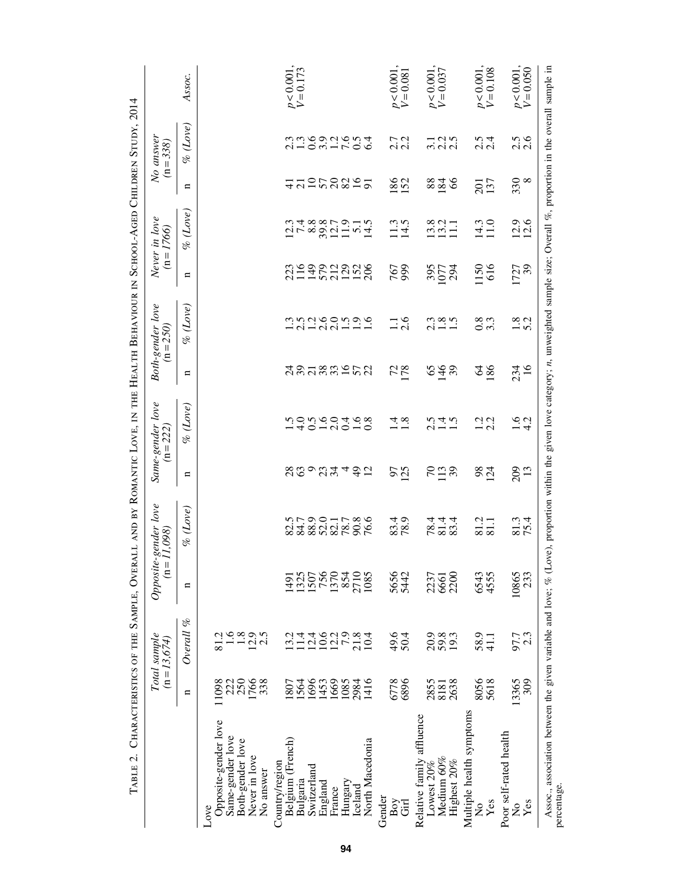Table 2. Characteristics of the Sample, Overall and by Romantic Love, in the Health Behaviour in School-Aged Children Study, 2014

| | Total sample (n = 13,674) | | Opposite-gender love (n = 11,098) | | Same-gender love (n = 222) | | Both-gender love (n = 250) | | Never in love (n = 1766) | | No answer (n = 338) | | Assoc. |
|---|---|---|---|---|---|---|---|---|---|---|---|---|---|
| | n | Overall % | n | % (Love) | n | % (Love) | n | % (Love) | n | % (Love) | n | % (Love) | |
| Love | | | | | | | | | | | | | |
| Opposite-gender love | 11098 | 81.2 | | | | | | | | | | | |
| Same-gender love | 222 | 1.6 | | | | | | | | | | | |
| Both-gender love | 250 | 1.8 | | | | | | | | | | | |
| Never in love | 1766 | 12.9 | | | | | | | | | | | |
| No answer | 338 | 2.5 | | | | | | | | | | | |
| Country/region | | | | | | | | | | | | | |
| Belgium (French) | 1807 | 13.2 | 1491 | 82.5 | 28 | 1.5 | 24 | 1.3 | 223 | 12.3 | 41 | 2.3 | $p < 0.001$, $V = 0.173$ |
| Bulgaria | 1564 | 11.4 | 1325 | 84.7 | 63 | 4.0 | 39 | 2.5 | 116 | 7.4 | 21 | 1.3 | |
| Switzerland | 1696 | 12.4 | 1507 | 88.9 | 9 | 0.5 | 21 | 1.2 | 149 | 8.8 | 10 | 0.6 | |
| England | 1453 | 10.6 | 756 | 52.0 | 23 | 1.6 | 38 | 2.6 | 579 | 39.8 | 57 | 3.9 | |
| France | 1669 | 12.2 | 1370 | 82.1 | 34 | 2.0 | 33 | 2.0 | 212 | 12.7 | 20 | 1.2 | |
| Hungary | 1085 | 7.9 | 854 | 78.7 | 4 | 0.4 | 16 | 1.5 | 129 | 11.9 | 82 | 7.6 | |
| Iceland | 2984 | 21.8 | 2710 | 90.8 | 49 | 1.6 | 57 | 1.9 | 152 | 5.1 | 16 | 0.5 | |
| North Macedonia | 1416 | 10.4 | 1085 | 76.6 | 12 | 0.8 | 22 | 1.6 | 206 | 14.5 | 91 | 6.4 | |
| Gender | | | | | | | | | | | | | |
| Boy | 6778 | 49.6 | 5656 | 83.4 | 97 | 1.4 | 72 | 1.1 | 767 | 11.3 | 186 | 2.7 | $p < 0.001$, $V = 0.081$ |
| Girl | 6896 | 50.4 | 5442 | 78.9 | 125 | 1.8 | 178 | 2.6 | 999 | 14.5 | 152 | 2.2 | |
| Relative family affluence | | | | | | | | | | | | | |
| Lowest 20% | 2855 | 20.9 | 2237 | 78.4 | 70 | 2.5 | 65 | 2.3 | 395 | 13.8 | 88 | 3.1 | $p < 0.001$, $V = 0.037$ |
| Medium 60% | 8181 | 59.8 | 6661 | 81.4 | 113 | 1.4 | 146 | 1.8 | 1077 | 13.2 | 184 | 2.2 | |
| Highest 20% | 2638 | 19.3 | 2200 | 83.4 | 39 | 1.5 | 39 | 1.5 | 294 | 11.1 | 66 | 2.5 | |
| Multiple health symptoms | | | | | | | | | | | | | |
| No | 8056 | 58.9 | 6543 | 81.2 | 98 | 1.2 | 64 | 0.8 | 1150 | 14.3 | 201 | 2.5 | $p < 0.001$, $V = 0.108$ |
| Yes | 5618 | 41.1 | 4555 | 81.1 | 124 | 2.2 | 186 | 3.3 | 616 | 11.0 | 137 | 2.4 | |
| Poor self-rated health | | | | | | | | | | | | | |
| No | 13365 | 97.7 | 10865 | 81.3 | 209 | 1.6 | 234 | 1.8 | 1727 | 12.9 | 330 | 2.5 | $p < 0.001$, $V = 0.050$ |
| Yes | 309 | 2.3 | 233 | 75.4 | 13 | 4.2 | 16 | 5.2 | 39 | 12.6 | 8 | 2.6 | |

Assoc., association between the given variable and love; % (Love), proportion within the given love category; *n*, unweighted sample size; Overall %, proportion in the overall sample in percentage.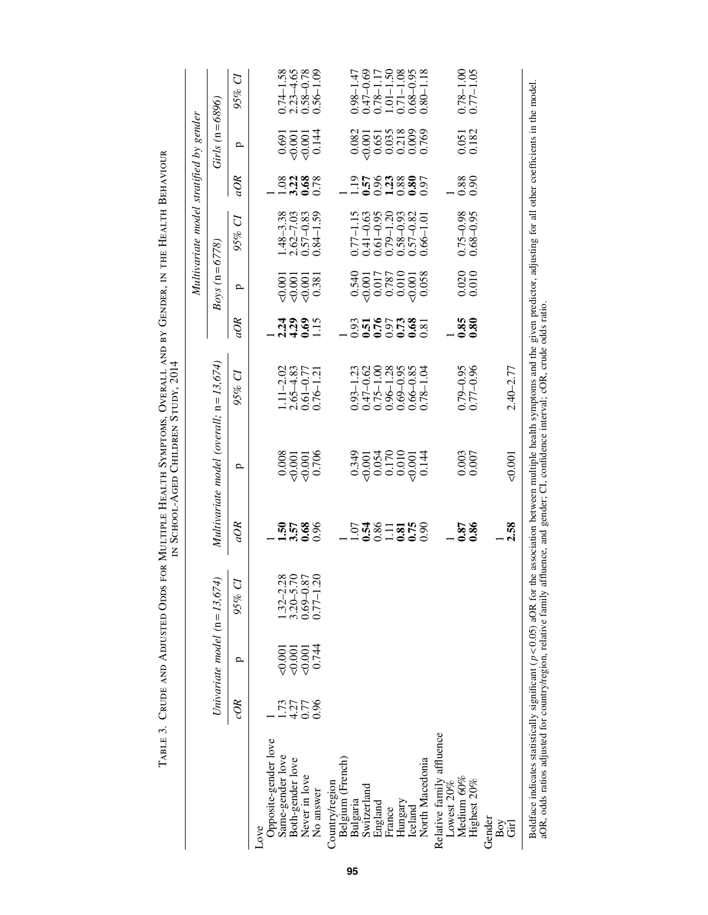Table 3. Crude and Adjusted Odds for Multiple Health Symptoms, Overall and by Gender, in the Health Behaviour in School-Aged Children Study, 2014

| | Univariate model (n = 13,674) | | | Multivariate model (overall; n = 13,674) | | | Multivariate model stratified by gender | | | | | |
|---|---|---|---|---|---|---|---|---|---|---|---|---|
| | | | | | | | Boys (n = 6778) | | | Girls (n = 6896) | | |
| | cOR | p | 95% CI | aOR | p | 95% CI | aOR | p | 95% CI | aOR | p | 95% CI |
| Love | | | | | | | | | | | | |
| Opposite-gender love | 1 | | | 1 | | | 1 | | | 1 | | |
| Same-gender love | 1.73 | <0.001 | 1.32–2.28 | **1.50** | 0.008 | 1.11–2.02 | **2.24** | <0.001 | 1.48–3.38 | 1.08 | 0.691 | 0.74–1.58 |
| Both-gender love | 4.27 | <0.001 | 3.20–5.70 | **3.57** | <0.001 | 2.65–4.83 | **4.29** | <0.001 | 2.62–7.03 | **3.22** | <0.001 | 2.23–4.65 |
| Never in love | 0.77 | <0.001 | 0.69–0.87 | **0.68** | <0.001 | 0.61–0.77 | **0.69** | <0.001 | 0.57–0.83 | **0.68** | <0.001 | 0.58–0.78 |
| No answer | 0.96 | 0.744 | 0.77–1.20 | 0.96 | 0.706 | 0.76–1.21 | 1.15 | 0.381 | 0.84–1.59 | 0.78 | 0.144 | 0.56–1.09 |
| Country/region | | | | | | | | | | | | |
| Belgium (French) | | | | 1 | | | 1 | | | 1 | | |
| Bulgaria | | | | 1.07 | 0.349 | 0.93–1.23 | 0.93 | 0.540 | 0.77–1.15 | 1.19 | 0.082 | 0.98–1.47 |
| Switzerland | | | | **0.54** | <0.001 | 0.47–0.62 | **0.51** | <0.001 | 0.41–0.63 | **0.57** | <0.001 | 0.47–0.69 |
| England | | | | 0.86 | 0.054 | 0.75–1.00 | **0.76** | 0.017 | 0.61–0.95 | 0.96 | 0.651 | 0.78–1.17 |
| France | | | | 1.11 | 0.170 | 0.96–1.28 | 0.97 | 0.787 | 0.79–1.20 | **1.23** | 0.035 | 1.01–1.50 |
| Hungary | | | | **0.81** | 0.010 | 0.69–0.95 | **0.73** | 0.010 | 0.58–0.93 | 0.88 | 0.218 | 0.71–1.08 |
| Iceland | | | | **0.75** | <0.001 | 0.66–0.85 | **0.68** | <0.001 | 0.57–0.82 | **0.80** | 0.009 | 0.68–0.95 |
| North Macedonia | | | | 0.90 | 0.144 | 0.78–1.04 | 0.81 | 0.058 | 0.66–1.01 | 0.97 | 0.769 | 0.80–1.18 |
| Relative family affluence | | | | | | | | | | | | |
| Lowest 20% | | | | 1 | | | 1 | | | 1 | | |
| Medium 60% | | | | **0.87** | 0.003 | 0.79–0.95 | **0.85** | 0.020 | 0.75–0.98 | 0.88 | 0.051 | 0.78–1.00 |
| Highest 20% | | | | **0.86** | 0.007 | 0.77–0.96 | **0.80** | 0.010 | 0.68–0.95 | 0.90 | 0.182 | 0.77–1.05 |
| Gender | | | | | | | | | | | | |
| Boy | | | | 1 | | | | | | | | |
| Girl | | | | **2.58** | <0.001 | 2.40–2.77 | | | | | | |

Boldface indicates statistically significant ($p < 0.05$) aOR for the association between multiple health symptoms and the given predictor, adjusting for all other coefficients in the model.
aOR, odds ratios adjusted for country/region, relative family affluence, and gender; CI, confidence interval; cOR, crude odds ratio.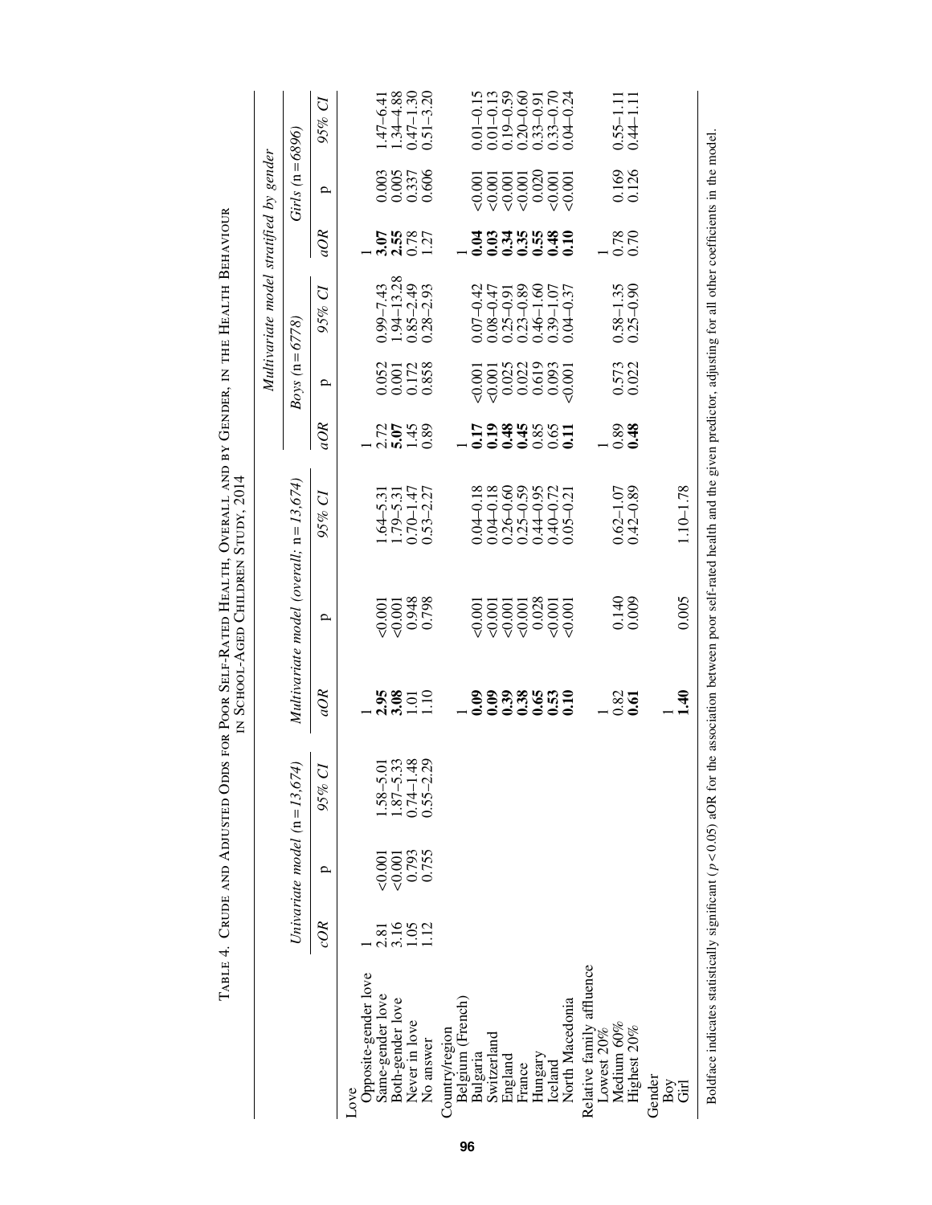Table 4. Crude and Adjusted Odds for Poor Self-Rated Health, Overall and by Gender, in the Health Behaviour in School-Aged Children Study, 2014

| | Univariate model (n = 13,674) | | | Multivariate model (overall; n = 13,674) | | | Multivariate model stratified by gender | | | | | |
|---|---|---|---|---|---|---|---|---|---|---|---|---|
| | | | | | | | Boys (n = 6778) | | | Girls (n = 6896) | | |
| | *cOR* | p | *95% CI* | *aOR* | p | *95% CI* | *aOR* | p | *95% CI* | *aOR* | p | *95% CI* |
| Love | | | | | | | | | | | | |
| Opposite-gender love | 1 | | | 1 | | | 1 | | | 1 | | |
| Same-gender love | 2.81 | <0.001 | 1.58–5.01 | **2.95** | <0.001 | 1.64–5.31 | 2.72 | 0.052 | 0.99–7.43 | **3.07** | 0.003 | 1.47–6.41 |
| Both-gender love | 3.16 | <0.001 | 1.87–5.33 | **3.08** | <0.001 | 1.79–5.31 | **5.07** | 0.001 | 1.94–13.28 | **2.55** | 0.005 | 1.34–4.88 |
| Never in love | 1.05 | 0.793 | 0.74–1.48 | 1.01 | 0.948 | 0.70–1.47 | 1.45 | 0.172 | 0.85–2.49 | 0.78 | 0.337 | 0.47–1.30 |
| No answer | 1.12 | 0.755 | 0.55–2.29 | 1.10 | 0.798 | 0.53–2.27 | 0.89 | 0.858 | 0.28–2.93 | 1.27 | 0.606 | 0.51–3.20 |
| Country/region | | | | | | | | | | | | |
| Belgium (French) | | | | 1 | | | 1 | | | 1 | | |
| Bulgaria | | | | **0.09** | <0.001 | 0.04–0.18 | **0.17** | <0.001 | 0.07–0.42 | **0.04** | <0.001 | 0.01–0.15 |
| Switzerland | | | | **0.09** | <0.001 | 0.04–0.18 | **0.19** | <0.001 | 0.08–0.47 | **0.03** | <0.001 | 0.01–0.13 |
| England | | | | **0.39** | <0.001 | 0.26–0.60 | **0.48** | 0.025 | 0.25–0.91 | **0.34** | <0.001 | 0.19–0.59 |
| France | | | | **0.38** | <0.001 | 0.25–0.59 | **0.45** | 0.022 | 0.23–0.89 | **0.35** | <0.001 | 0.20–0.60 |
| Hungary | | | | **0.65** | 0.028 | 0.44–0.95 | 0.85 | 0.619 | 0.46–1.60 | **0.55** | 0.020 | 0.33–0.91 |
| Iceland | | | | **0.53** | <0.001 | 0.40–0.72 | 0.65 | 0.093 | 0.39–1.07 | **0.48** | <0.001 | 0.33–0.70 |
| North Macedonia | | | | **0.10** | <0.001 | 0.05–0.21 | **0.11** | <0.001 | 0.04–0.37 | **0.10** | <0.001 | 0.04–0.24 |
| Relative family affluence | | | | | | | | | | | | |
| Lowest 20% | | | | 1 | | | 1 | | | 1 | | |
| Medium 60% | | | | 0.82 | 0.140 | 0.62–1.07 | 0.89 | 0.573 | 0.58–1.35 | 0.78 | 0.169 | 0.55–1.11 |
| Highest 20% | | | | **0.61** | 0.009 | 0.42–0.89 | **0.48** | 0.022 | 0.25–0.90 | 0.70 | 0.126 | 0.44–1.11 |
| Gender | | | | | | | | | | | | |
| Boy | | | | 1 | | | | | | | | |
| Girl | | | | **1.40** | 0.005 | 1.10–1.78 | | | | | | |

Boldface indicates statistically significant ($p < 0.05$) aOR for the association between poor self-rated health and the given predictor, adjusting for all other coefficients in the model.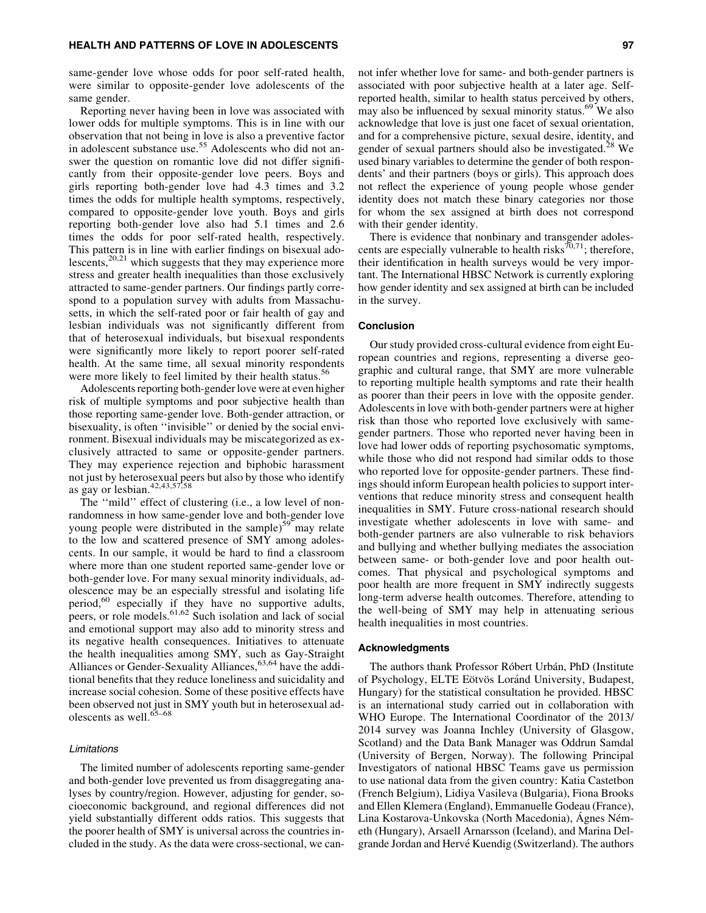same-gender love whose odds for poor self-rated health, were similar to opposite-gender love adolescents of the same gender.

Reporting never having been in love was associated with lower odds for multiple symptoms. This is in line with our observation that not being in love is also a preventive factor in adolescent substance use.[55] Adolescents who did not answer the question on romantic love did not differ significantly from their opposite-gender love peers. Boys and girls reporting both-gender love had 4.3 times and 3.2 times the odds for multiple health symptoms, respectively, compared to opposite-gender love youth. Boys and girls reporting both-gender love also had 5.1 times and 2.6 times the odds for poor self-rated health, respectively. This pattern is in line with earlier findings on bisexual adolescents,[20,21] which suggests that they may experience more stress and greater health inequalities than those exclusively attracted to same-gender partners. Our findings partly correspond to a population survey with adults from Massachusetts, in which the self-rated poor or fair health of gay and lesbian individuals was not significantly different from that of heterosexual individuals, but bisexual respondents were significantly more likely to report poorer self-rated health. At the same time, all sexual minority respondents were more likely to feel limited by their health status.[56]

Adolescents reporting both-gender love were at even higher risk of multiple symptoms and poor subjective health than those reporting same-gender love. Both-gender attraction, or bisexuality, is often ''invisible'' or denied by the social environment. Bisexual individuals may be miscategorized as exclusively attracted to same or opposite-gender partners. They may experience rejection and biphobic harassment not just by heterosexual peers but also by those who identify as gay or lesbian.[42,43,57,58]

The ''mild'' effect of clustering (i.e., a low level of nonrandomness in how same-gender love and both-gender love young people were distributed in the sample)[59] may relate to the low and scattered presence of SMY among adolescents. In our sample, it would be hard to find a classroom where more than one student reported same-gender love or both-gender love. For many sexual minority individuals, adolescence may be an especially stressful and isolating life period,[60] especially if they have no supportive adults, peers, or role models.[61,62] Such isolation and lack of social and emotional support may also add to minority stress and its negative health consequences. Initiatives to attenuate the health inequalities among SMY, such as Gay-Straight Alliances or Gender-Sexuality Alliances,[63,64] have the additional benefits that they reduce loneliness and suicidality and increase social cohesion. Some of these positive effects have been observed not just in SMY youth but in heterosexual adolescents as well.[65–68]

### *Limitations*

The limited number of adolescents reporting same-gender and both-gender love prevented us from disaggregating analyses by country/region. However, adjusting for gender, socioeconomic background, and regional differences did not yield substantially different odds ratios. This suggests that the poorer health of SMY is universal across the countries included in the study. As the data were cross-sectional, we cannot infer whether love for same- and both-gender partners is associated with poor subjective health at a later age. Self-reported health, similar to health status perceived by others, may also be influenced by sexual minority status.[69] We also acknowledge that love is just one facet of sexual orientation, and for a comprehensive picture, sexual desire, identity, and gender of sexual partners should also be investigated.[28] We used binary variables to determine the gender of both respondents' and their partners (boys or girls). This approach does not reflect the experience of young people whose gender identity does not match these binary categories nor those for whom the sex assigned at birth does not correspond with their gender identity.

There is evidence that nonbinary and transgender adolescents are especially vulnerable to health risks[70,71]; therefore, their identification in health surveys would be very important. The International HBSC Network is currently exploring how gender identity and sex assigned at birth can be included in the survey.

## Conclusion

Our study provided cross-cultural evidence from eight European countries and regions, representing a diverse geographic and cultural range, that SMY are more vulnerable to reporting multiple health symptoms and rate their health as poorer than their peers in love with the opposite gender. Adolescents in love with both-gender partners were at higher risk than those who reported love exclusively with same-gender partners. Those who reported never having been in love had lower odds of reporting psychosomatic symptoms, while those who did not respond had similar odds to those who reported love for opposite-gender partners. These findings should inform European health policies to support interventions that reduce minority stress and consequent health inequalities in SMY. Future cross-national research should investigate whether adolescents in love with same- and both-gender partners are also vulnerable to risk behaviors and bullying and whether bullying mediates the association between same- or both-gender love and poor health outcomes. That physical and psychological symptoms and poor health are more frequent in SMY indirectly suggests long-term adverse health outcomes. Therefore, attending to the well-being of SMY may help in attenuating serious health inequalities in most countries.

## Acknowledgments

The authors thank Professor Róbert Urbán, PhD (Institute of Psychology, ELTE Eötvös Loránd University, Budapest, Hungary) for the statistical consultation he provided. HBSC is an international study carried out in collaboration with WHO Europe. The International Coordinator of the 2013/2014 survey was Joanna Inchley (University of Glasgow, Scotland) and the Data Bank Manager was Oddrun Samdal (University of Bergen, Norway). The following Principal Investigators of national HBSC Teams gave us permission to use national data from the given country: Katia Castetbon (French Belgium), Lidiya Vasileva (Bulgaria), Fiona Brooks and Ellen Klemera (England), Emmanuelle Godeau (France), Lina Kostarova-Unkovska (North Macedonia), Ágnes Németh (Hungary), Arsaell Arnarsson (Iceland), and Marina Delgrande Jordan and Hervé Kuendig (Switzerland). The authors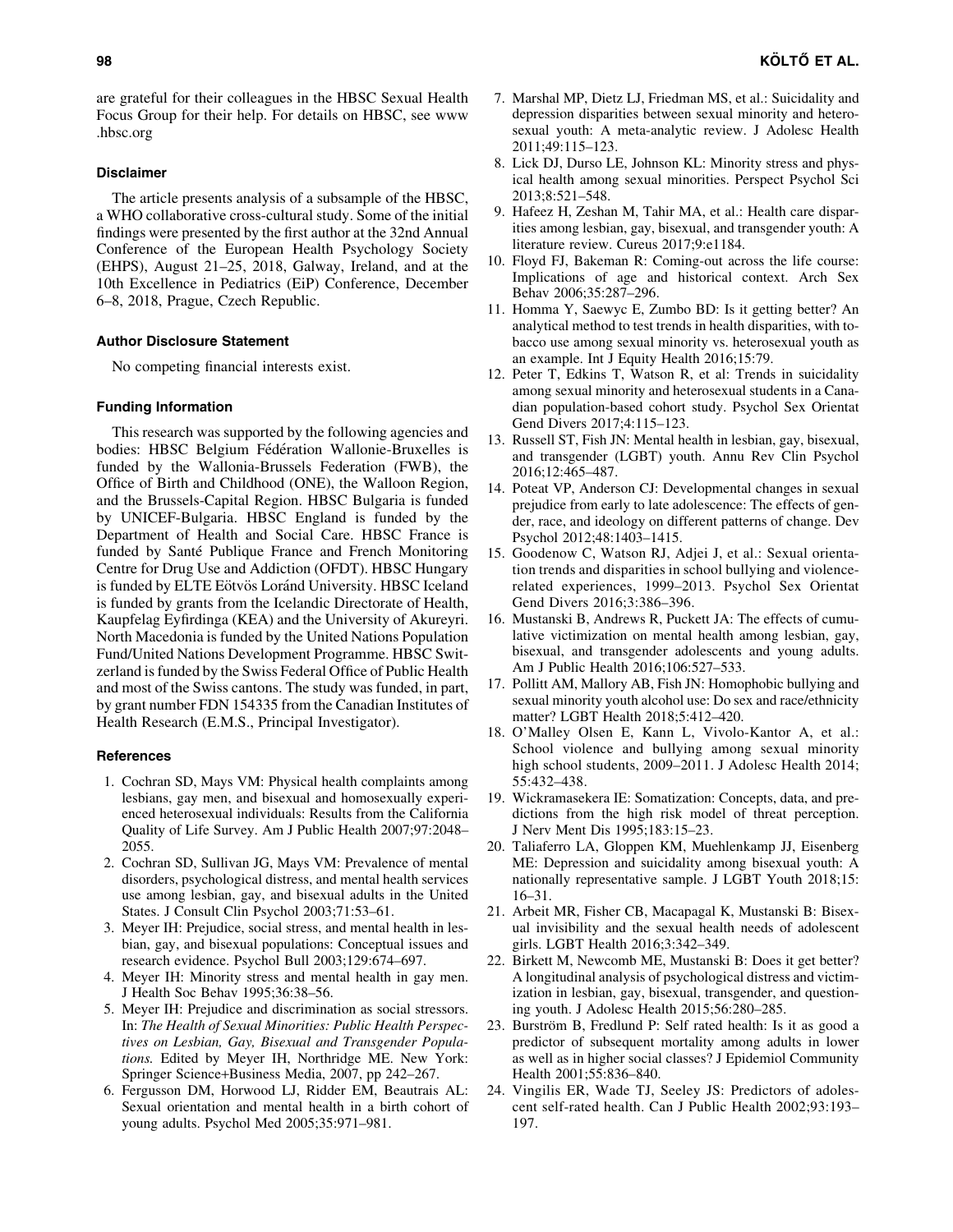are grateful for their colleagues in the HBSC Sexual Health Focus Group for their help. For details on HBSC, see www.hbsc.org

### Disclaimer

The article presents analysis of a subsample of the HBSC, a WHO collaborative cross-cultural study. Some of the initial findings were presented by the first author at the 32nd Annual Conference of the European Health Psychology Society (EHPS), August 21–25, 2018, Galway, Ireland, and at the 10th Excellence in Pediatrics (EiP) Conference, December 6–8, 2018, Prague, Czech Republic.

### Author Disclosure Statement

No competing financial interests exist.

### Funding Information

This research was supported by the following agencies and bodies: HBSC Belgium Fédération Wallonie-Bruxelles is funded by the Wallonia-Brussels Federation (FWB), the Office of Birth and Childhood (ONE), the Walloon Region, and the Brussels-Capital Region. HBSC Bulgaria is funded by UNICEF-Bulgaria. HBSC England is funded by the Department of Health and Social Care. HBSC France is funded by Santé Publique France and French Monitoring Centre for Drug Use and Addiction (OFDT). HBSC Hungary is funded by ELTE Eötvös Loránd University. HBSC Iceland is funded by grants from the Icelandic Directorate of Health, Kaupfelag Eyfirdinga (KEA) and the University of Akureyri. North Macedonia is funded by the United Nations Population Fund/United Nations Development Programme. HBSC Switzerland is funded by the Swiss Federal Office of Public Health and most of the Swiss cantons. The study was funded, in part, by grant number FDN 154335 from the Canadian Institutes of Health Research (E.M.S., Principal Investigator).

### References

1. Cochran SD, Mays VM: Physical health complaints among lesbians, gay men, and bisexual and homosexually experienced heterosexual individuals: Results from the California Quality of Life Survey. Am J Public Health 2007;97:2048–2055.
2. Cochran SD, Sullivan JG, Mays VM: Prevalence of mental disorders, psychological distress, and mental health services use among lesbian, gay, and bisexual adults in the United States. J Consult Clin Psychol 2003;71:53–61.
3. Meyer IH: Prejudice, social stress, and mental health in lesbian, gay, and bisexual populations: Conceptual issues and research evidence. Psychol Bull 2003;129:674–697.
4. Meyer IH: Minority stress and mental health in gay men. J Health Soc Behav 1995;36:38–56.
5. Meyer IH: Prejudice and discrimination as social stressors. In: *The Health of Sexual Minorities: Public Health Perspectives on Lesbian, Gay, Bisexual and Transgender Populations.* Edited by Meyer IH, Northridge ME. New York: Springer Science+Business Media, 2007, pp 242–267.
6. Fergusson DM, Horwood LJ, Ridder EM, Beautrais AL: Sexual orientation and mental health in a birth cohort of young adults. Psychol Med 2005;35:971–981.
7. Marshal MP, Dietz LJ, Friedman MS, et al.: Suicidality and depression disparities between sexual minority and heterosexual youth: A meta-analytic review. J Adolesc Health 2011;49:115–123.
8. Lick DJ, Durso LE, Johnson KL: Minority stress and physical health among sexual minorities. Perspect Psychol Sci 2013;8:521–548.
9. Hafeez H, Zeshan M, Tahir MA, et al.: Health care disparities among lesbian, gay, bisexual, and transgender youth: A literature review. Cureus 2017;9:e1184.
10. Floyd FJ, Bakeman R: Coming-out across the life course: Implications of age and historical context. Arch Sex Behav 2006;35:287–296.
11. Homma Y, Saewyc E, Zumbo BD: Is it getting better? An analytical method to test trends in health disparities, with tobacco use among sexual minority vs. heterosexual youth as an example. Int J Equity Health 2016;15:79.
12. Peter T, Edkins T, Watson R, et al: Trends in suicidality among sexual minority and heterosexual students in a Canadian population-based cohort study. Psychol Sex Orientat Gend Divers 2017;4:115–123.
13. Russell ST, Fish JN: Mental health in lesbian, gay, bisexual, and transgender (LGBT) youth. Annu Rev Clin Psychol 2016;12:465–487.
14. Poteat VP, Anderson CJ: Developmental changes in sexual prejudice from early to late adolescence: The effects of gender, race, and ideology on different patterns of change. Dev Psychol 2012;48:1403–1415.
15. Goodenow C, Watson RJ, Adjei J, et al.: Sexual orientation trends and disparities in school bullying and violence-related experiences, 1999–2013. Psychol Sex Orientat Gend Divers 2016;3:386–396.
16. Mustanski B, Andrews R, Puckett JA: The effects of cumulative victimization on mental health among lesbian, gay, bisexual, and transgender adolescents and young adults. Am J Public Health 2016;106:527–533.
17. Pollitt AM, Mallory AB, Fish JN: Homophobic bullying and sexual minority youth alcohol use: Do sex and race/ethnicity matter? LGBT Health 2018;5:412–420.
18. O'Malley Olsen E, Kann L, Vivolo-Kantor A, et al.: School violence and bullying among sexual minority high school students, 2009–2011. J Adolesc Health 2014; 55:432–438.
19. Wickramasekera IE: Somatization: Concepts, data, and predictions from the high risk model of threat perception. J Nerv Ment Dis 1995;183:15–23.
20. Taliaferro LA, Gloppen KM, Muehlenkamp JJ, Eisenberg ME: Depression and suicidality among bisexual youth: A nationally representative sample. J LGBT Youth 2018;15: 16–31.
21. Arbeit MR, Fisher CB, Macapagal K, Mustanski B: Bisexual invisibility and the sexual health needs of adolescent girls. LGBT Health 2016;3:342–349.
22. Birkett M, Newcomb ME, Mustanski B: Does it get better? A longitudinal analysis of psychological distress and victimization in lesbian, gay, bisexual, transgender, and questioning youth. J Adolesc Health 2015;56:280–285.
23. Burström B, Fredlund P: Self rated health: Is it as good a predictor of subsequent mortality among adults in lower as well as in higher social classes? J Epidemiol Community Health 2001;55:836–840.
24. Vingilis ER, Wade TJ, Seeley JS: Predictors of adolescent self-rated health. Can J Public Health 2002;93:193–197.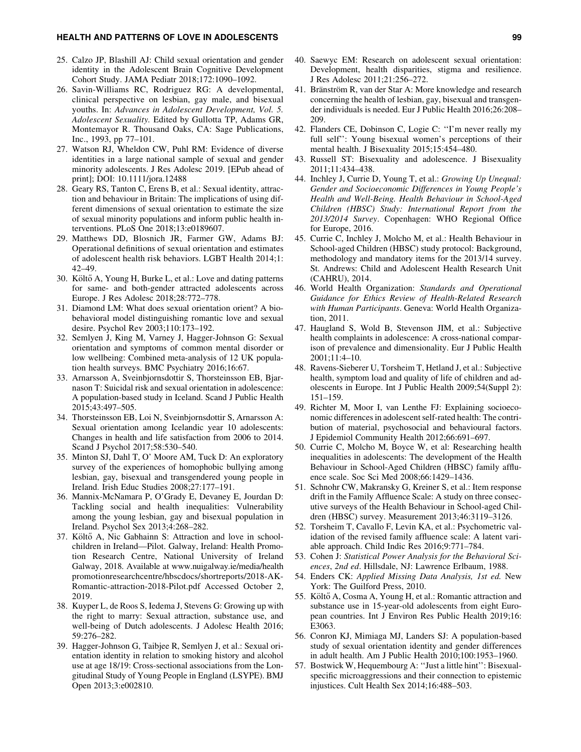25. Calzo JP, Blashill AJ: Child sexual orientation and gender identity in the Adolescent Brain Cognitive Development Cohort Study. JAMA Pediatr 2018;172:1090–1092.
26. Savin-Williams RC, Rodriguez RG: A developmental, clinical perspective on lesbian, gay male, and bisexual youths. In: *Advances in Adolescent Development, Vol. 5. Adolescent Sexuality*. Edited by Gullotta TP, Adams GR, Montemayor R. Thousand Oaks, CA: Sage Publications, Inc., 1993, pp 77–101.
27. Watson RJ, Wheldon CW, Puhl RM: Evidence of diverse identities in a large national sample of sexual and gender minority adolescents. J Res Adolesc 2019. [EPub ahead of print]; DOI: 10.1111/jora.12488
28. Geary RS, Tanton C, Erens B, et al.: Sexual identity, attraction and behaviour in Britain: The implications of using different dimensions of sexual orientation to estimate the size of sexual minority populations and inform public health interventions. PLoS One 2018;13:e0189607.
29. Matthews DD, Blosnich JR, Farmer GW, Adams BJ: Operational definitions of sexual orientation and estimates of adolescent health risk behaviors. LGBT Health 2014;1: 42–49.
30. Költő A, Young H, Burke L, et al.: Love and dating patterns for same- and both-gender attracted adolescents across Europe. J Res Adolesc 2018;28:772–778.
31. Diamond LM: What does sexual orientation orient? A biobehavioral model distinguishing romantic love and sexual desire. Psychol Rev 2003;110:173–192.
32. Semlyen J, King M, Varney J, Hagger-Johnson G: Sexual orientation and symptoms of common mental disorder or low wellbeing: Combined meta-analysis of 12 UK population health surveys. BMC Psychiatry 2016;16:67.
33. Arnarsson A, Sveinbjornsdottir S, Thorsteinsson EB, Bjarnason T: Suicidal risk and sexual orientation in adolescence: A population-based study in Iceland. Scand J Public Health 2015;43:497–505.
34. Thorsteinsson EB, Loi N, Sveinbjornsdottir S, Arnarsson A: Sexual orientation among Icelandic year 10 adolescents: Changes in health and life satisfaction from 2006 to 2014. Scand J Psychol 2017;58:530–540.
35. Minton SJ, Dahl T, O' Moore AM, Tuck D: An exploratory survey of the experiences of homophobic bullying among lesbian, gay, bisexual and transgendered young people in Ireland. Irish Educ Studies 2008;27:177–191.
36. Mannix-McNamara P, O'Grady E, Devaney E, Jourdan D: Tackling social and health inequalities: Vulnerability among the young lesbian, gay and bisexual population in Ireland. Psychol Sex 2013;4:268–282.
37. Költő A, Nic Gabhainn S: Attraction and love in schoolchildren in Ireland—Pilot. Galway, Ireland: Health Promotion Research Centre, National University of Ireland Galway, 2018. Available at www.nuigalway.ie/media/healthpromotionresearchcentre/hbscdocs/shortreports/2018-AK-Romantic-attraction-2018-Pilot.pdf Accessed October 2, 2019.
38. Kuyper L, de Roos S, Iedema J, Stevens G: Growing up with the right to marry: Sexual attraction, substance use, and well-being of Dutch adolescents. J Adolesc Health 2016; 59:276–282.
39. Hagger-Johnson G, Taibjee R, Semlyen J, et al.: Sexual orientation identity in relation to smoking history and alcohol use at age 18/19: Cross-sectional associations from the Longitudinal Study of Young People in England (LSYPE). BMJ Open 2013;3:e002810.
40. Saewyc EM: Research on adolescent sexual orientation: Development, health disparities, stigma and resilience. J Res Adolesc 2011;21:256–272.
41. Bränström R, van der Star A: More knowledge and research concerning the health of lesbian, gay, bisexual and transgender individuals is needed. Eur J Public Health 2016;26:208–209.
42. Flanders CE, Dobinson C, Logie C: ''I'm never really my full self'': Young bisexual women's perceptions of their mental health. J Bisexuality 2015;15:454–480.
43. Russell ST: Bisexuality and adolescence. J Bisexuality 2011;11:434–438.
44. Inchley J, Currie D, Young T, et al.: *Growing Up Unequal: Gender and Socioeconomic Differences in Young People's Health and Well-Being. Health Behaviour in School-Aged Children (HBSC) Study: International Report from the 2013/2014 Survey*. Copenhagen: WHO Regional Office for Europe, 2016.
45. Currie C, Inchley J, Molcho M, et al.: Health Behaviour in School-aged Children (HBSC) study protocol: Background, methodology and mandatory items for the 2013/14 survey. St. Andrews: Child and Adolescent Health Research Unit (CAHRU), 2014.
46. World Health Organization: *Standards and Operational Guidance for Ethics Review of Health-Related Research with Human Participants*. Geneva: World Health Organization, 2011.
47. Haugland S, Wold B, Stevenson JIM, et al.: Subjective health complaints in adolescence: A cross-national comparison of prevalence and dimensionality. Eur J Public Health 2001;11:4–10.
48. Ravens-Sieberer U, Torsheim T, Hetland J, et al.: Subjective health, symptom load and quality of life of children and adolescents in Europe. Int J Public Health 2009;54(Suppl 2): 151–159.
49. Richter M, Moor I, van Lenthe FJ: Explaining socioeconomic differences in adolescent self-rated health: The contribution of material, psychosocial and behavioural factors. J Epidemiol Community Health 2012;66:691–697.
50. Currie C, Molcho M, Boyce W, et al: Researching health inequalities in adolescents: The development of the Health Behaviour in School-Aged Children (HBSC) family affluence scale. Soc Sci Med 2008;66:1429–1436.
51. Schnohr CW, Makransky G, Kreiner S, et al.: Item response drift in the Family Affluence Scale: A study on three consecutive surveys of the Health Behaviour in School-aged Children (HBSC) survey. Measurement 2013;46:3119–3126.
52. Torsheim T, Cavallo F, Levin KA, et al.: Psychometric validation of the revised family affluence scale: A latent variable approach. Child Indic Res 2016;9:771–784.
53. Cohen J: *Statistical Power Analysis for the Behavioral Sciences, 2nd ed*. Hillsdale, NJ: Lawrence Erlbaum, 1988.
54. Enders CK: *Applied Missing Data Analysis, 1st ed.* New York: The Guilford Press, 2010.
55. Költő A, Cosma A, Young H, et al.: Romantic attraction and substance use in 15-year-old adolescents from eight European countries. Int J Environ Res Public Health 2019;16: E3063.
56. Conron KJ, Mimiaga MJ, Landers SJ: A population-based study of sexual orientation identity and gender differences in adult health. Am J Public Health 2010;100:1953–1960.
57. Bostwick W, Hequembourg A: ''Just a little hint'': Bisexual-specific microaggressions and their connection to epistemic injustices. Cult Health Sex 2014;16:488–503.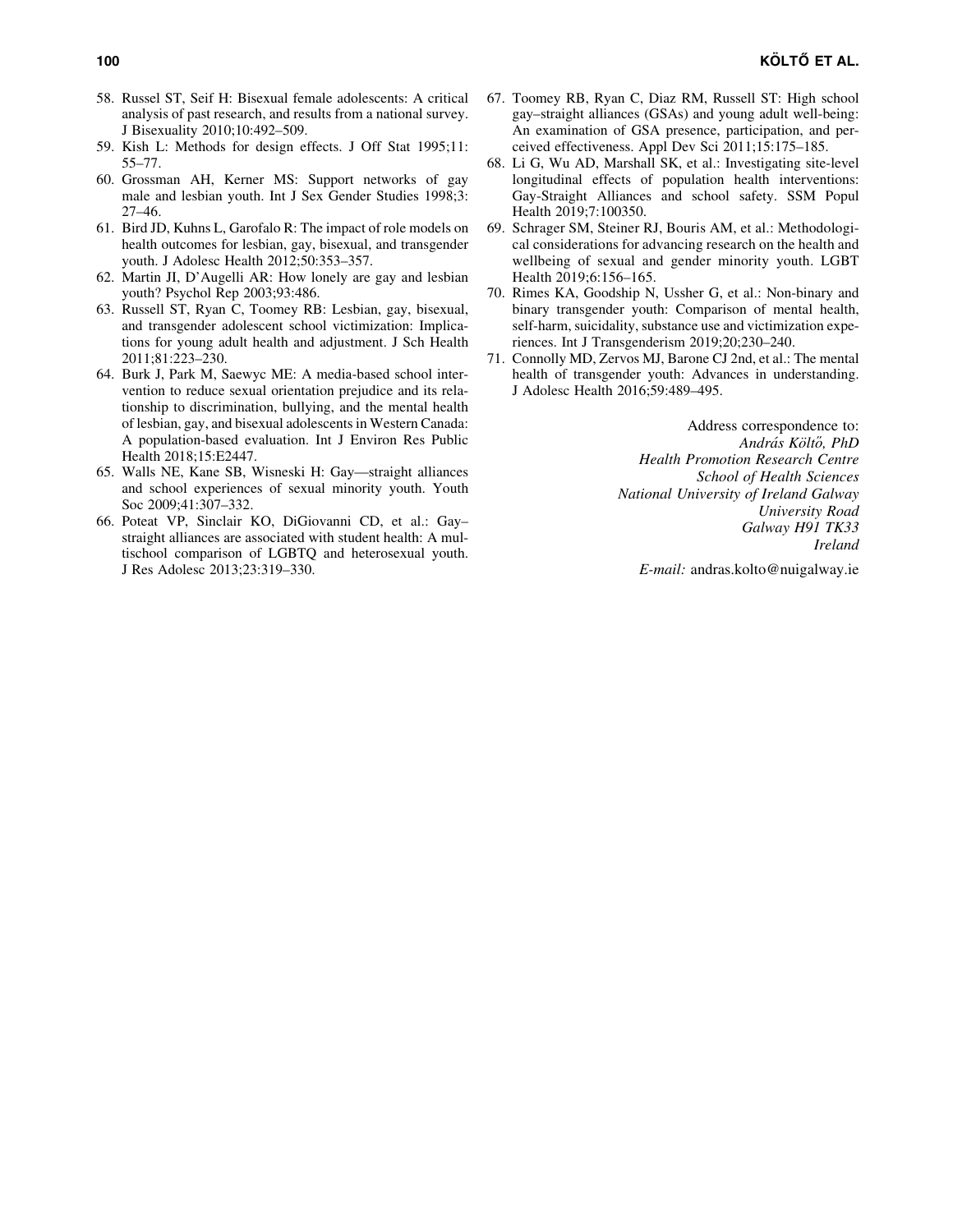58. Russel ST, Seif H: Bisexual female adolescents: A critical analysis of past research, and results from a national survey. J Bisexuality 2010;10:492–509.
59. Kish L: Methods for design effects. J Off Stat 1995;11: 55–77.
60. Grossman AH, Kerner MS: Support networks of gay male and lesbian youth. Int J Sex Gender Studies 1998;3: 27–46.
61. Bird JD, Kuhns L, Garofalo R: The impact of role models on health outcomes for lesbian, gay, bisexual, and transgender youth. J Adolesc Health 2012;50:353–357.
62. Martin JI, D'Augelli AR: How lonely are gay and lesbian youth? Psychol Rep 2003;93:486.
63. Russell ST, Ryan C, Toomey RB: Lesbian, gay, bisexual, and transgender adolescent school victimization: Implications for young adult health and adjustment. J Sch Health 2011;81:223–230.
64. Burk J, Park M, Saewyc ME: A media-based school intervention to reduce sexual orientation prejudice and its relationship to discrimination, bullying, and the mental health of lesbian, gay, and bisexual adolescents in Western Canada: A population-based evaluation. Int J Environ Res Public Health 2018;15:E2447.
65. Walls NE, Kane SB, Wisneski H: Gay—straight alliances and school experiences of sexual minority youth. Youth Soc 2009;41:307–332.
66. Poteat VP, Sinclair KO, DiGiovanni CD, et al.: Gay–straight alliances are associated with student health: A multischool comparison of LGBTQ and heterosexual youth. J Res Adolesc 2013;23:319–330.
67. Toomey RB, Ryan C, Diaz RM, Russell ST: High school gay–straight alliances (GSAs) and young adult well-being: An examination of GSA presence, participation, and perceived effectiveness. Appl Dev Sci 2011;15:175–185.
68. Li G, Wu AD, Marshall SK, et al.: Investigating site-level longitudinal effects of population health interventions: Gay-Straight Alliances and school safety. SSM Popul Health 2019;7:100350.
69. Schrager SM, Steiner RJ, Bouris AM, et al.: Methodological considerations for advancing research on the health and wellbeing of sexual and gender minority youth. LGBT Health 2019;6:156–165.
70. Rimes KA, Goodship N, Ussher G, et al.: Non-binary and binary transgender youth: Comparison of mental health, self-harm, suicidality, substance use and victimization experiences. Int J Transgenderism 2019;20;230–240.
71. Connolly MD, Zervos MJ, Barone CJ 2nd, et al.: The mental health of transgender youth: Advances in understanding. J Adolesc Health 2016;59:489–495.

Address correspondence to:
*András Költő, PhD*
*Health Promotion Research Centre*
*School of Health Sciences*
*National University of Ireland Galway*
*University Road*
*Galway H91 TK33*
*Ireland*

*E-mail:* andras.kolto@nuigalway.ie